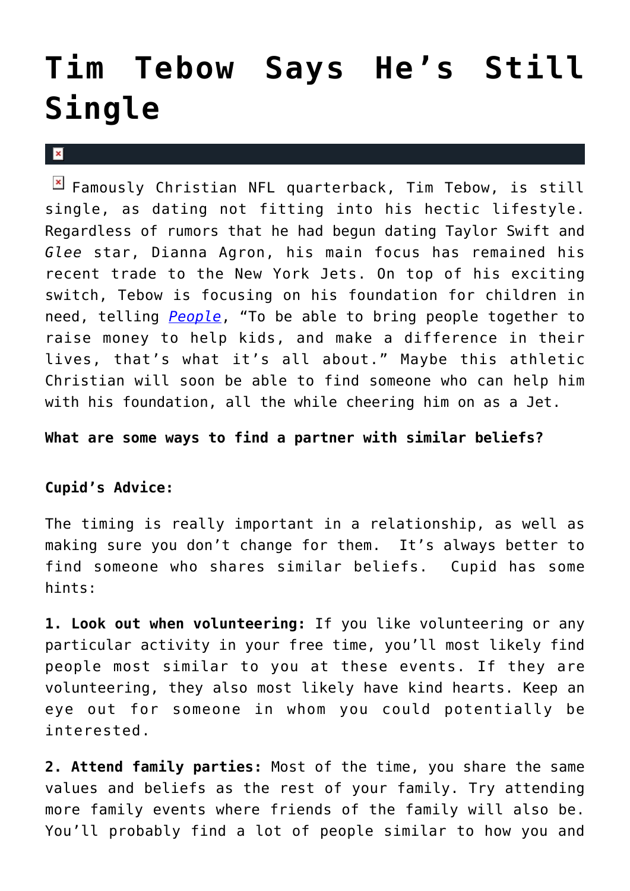# Tim Tebow Says He's Still Single

Famously Christian NFL quarterback, Tim Tebow, is still single, as dating not fitting into his hectic lifestyle. Regardless of rumors that he had begun dating Taylor Swift and *Glee* star, Dianna Agron, his main focus has remained his recent trade to the New York Jets. On top of his exciting switch, Tebow is focusing on his foundation for children in need, telling *People*, "To be able to bring people together to raise money to help kids, and make a difference in their lives, that's what it's all about." Maybe this athletic Christian will soon be able to find someone who can help him with his foundation, all the while cheering him on as a Jet.

**What are some ways to find a partner with similar beliefs?**

**Cupid's Advice:**

The timing is really important in a relationship, as well as making sure you don't change for them. It's always better to find someone who shares similar beliefs. Cupid has some hints:

**1. Look out when volunteering:** If you like volunteering or any particular activity in your free time, you'll most likely find people most similar to you at these events. If they are volunteering, they also most likely have kind hearts. Keep an eye out for someone in whom you could potentially be interested.

**2. Attend family parties:** Most of the time, you share the same values and beliefs as the rest of your family. Try attending more family events where friends of the family will also be. You'll probably find a lot of people similar to how you and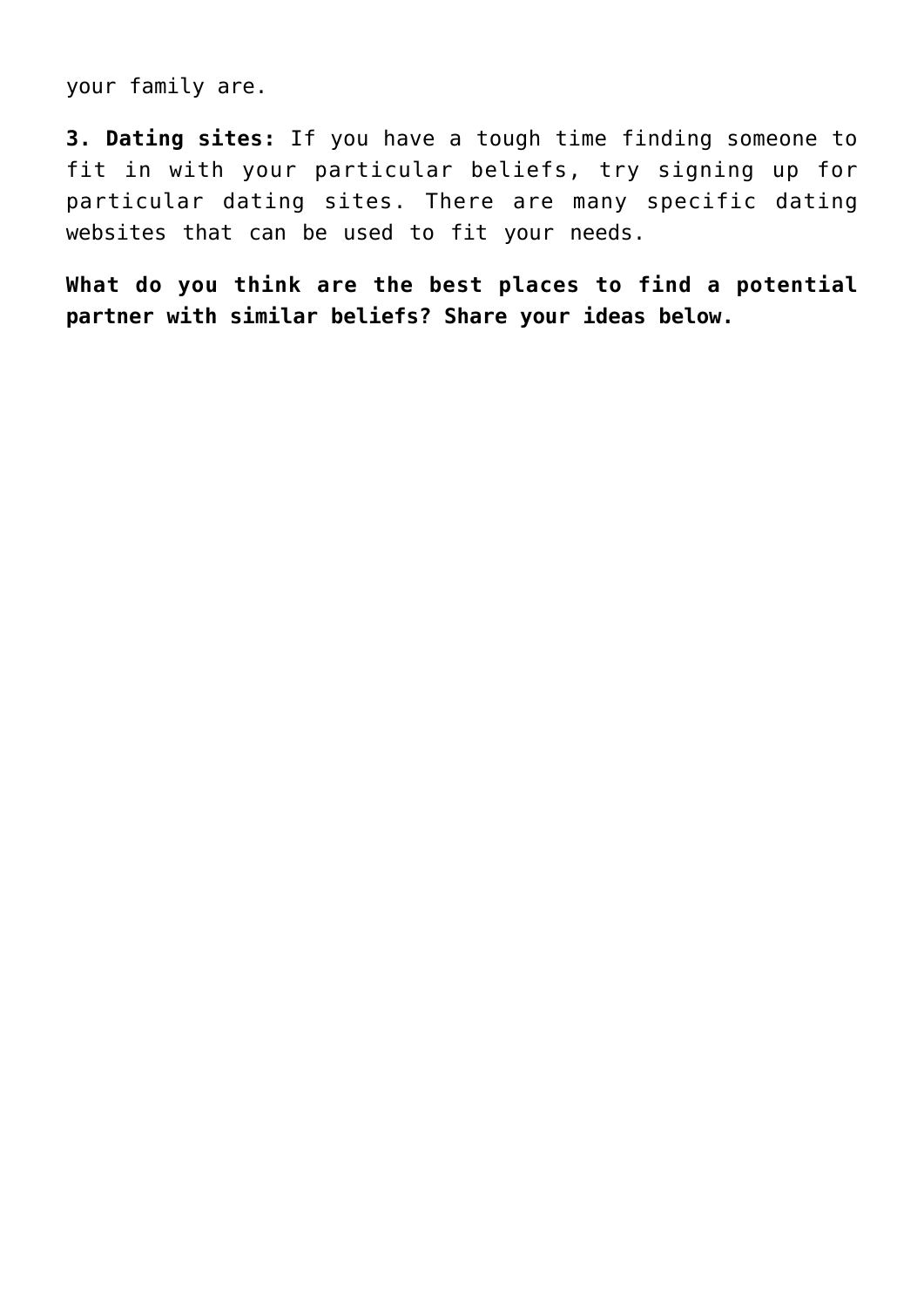your family are.

**3. Dating sites:** If you have a tough time finding someone to fit in with your particular beliefs, try signing up for particular dating sites. There are many specific dating websites that can be used to fit your needs.

**What do you think are the best places to find a potential partner with similar beliefs? Share your ideas below.**